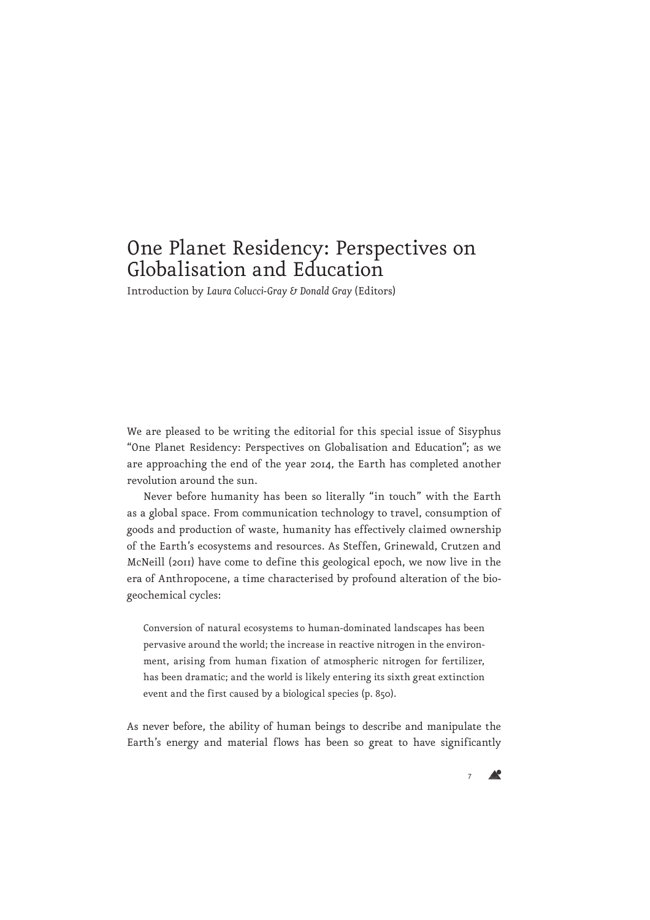# One Planet Residency: Perspectives on Globalisation and Education

Introduction by *Laura Colucci-Gray & Donald Gray* (Editors)

We are pleased to be writing the editorial for this special issue of Sisyphus "One Planet Residency: Perspectives on Globalisation and Education"; as we are approaching the end of the year 2014, the Earth has completed another revolution around the sun.

Never before humanity has been so literally "in touch" with the Earth as a global space. From communication technology to travel, consumption of goods and production of waste, humanity has effectively claimed ownership of the Earth's ecosystems and resources. As Steffen, Grinewald, Crutzen and McNeill (2011) have come to define this geological epoch, we now live in the era of Anthropocene, a time characterised by profound alteration of the bio-geochemical cycles:

> Conversion of natural ecosystems to human-dominated landscapes has been pervasive around the world; the increase in reactive nitrogen in the environment, arising from human fixation of atmospheric nitrogen for fertilizer, has been dramatic; and the world is likely entering its sixth great extinction event and the first caused by a biological species (p. 850).

As never before, the ability of human beings to describe and manipulate the Earth's energy and material flows has been so great to have significantly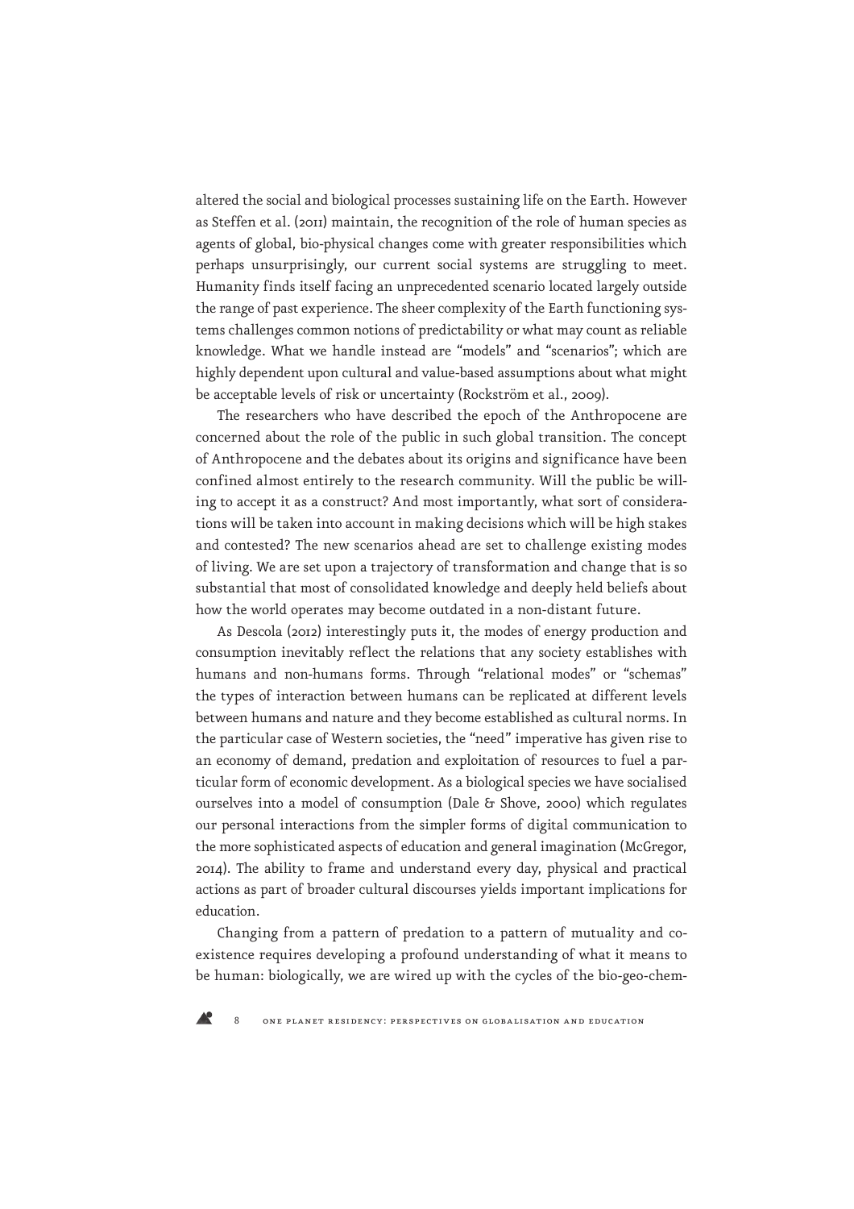altered the social and biological processes sustaining life on the Earth. However as Steffen et al. (2011) maintain, the recognition of the role of human species as agents of global, bio-physical changes come with greater responsibilities which perhaps unsurprisingly, our current social systems are struggling to meet. Humanity finds itself facing an unprecedented scenario located largely outside the range of past experience. The sheer complexity of the Earth functioning systems challenges common notions of predictability or what may count as reliable knowledge. What we handle instead are "models" and "scenarios"; which are highly dependent upon cultural and value-based assumptions about what might be acceptable levels of risk or uncertainty (Rockström et al., 2009).

The researchers who have described the epoch of the Anthropocene are concerned about the role of the public in such global transition. The concept of Anthropocene and the debates about its origins and significance have been confined almost entirely to the research community. Will the public be willing to accept it as a construct? And most importantly, what sort of considerations will be taken into account in making decisions which will be high stakes and contested? The new scenarios ahead are set to challenge existing modes of living. We are set upon a trajectory of transformation and change that is so substantial that most of consolidated knowledge and deeply held beliefs about how the world operates may become outdated in a non-distant future.

As Descola (2012) interestingly puts it, the modes of energy production and consumption inevitably reflect the relations that any society establishes with humans and non-humans forms. Through "relational modes" or "schemas" the types of interaction between humans can be replicated at different levels between humans and nature and they become established as cultural norms. In the particular case of Western societies, the "need" imperative has given rise to an economy of demand, predation and exploitation of resources to fuel a particular form of economic development. As a biological species we have socialised ourselves into a model of consumption (Dale & Shove, 2000) which regulates our personal interactions from the simpler forms of digital communication to the more sophisticated aspects of education and general imagination (McGregor, 2014). The ability to frame and understand every day, physical and practical actions as part of broader cultural discourses yields important implications for education.

Changing from a pattern of predation to a pattern of mutuality and co-existence requires developing a profound understanding of what it means to be human: biologically, we are wired up with the cycles of the bio-geo-chem-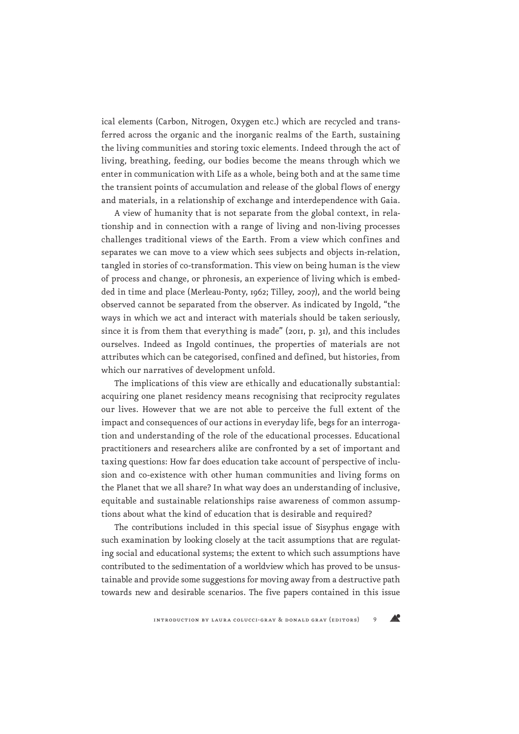ical elements (Carbon, Nitrogen, Oxygen etc.) which are recycled and transferred across the organic and the inorganic realms of the Earth, sustaining the living communities and storing toxic elements. Indeed through the act of living, breathing, feeding, our bodies become the means through which we enter in communication with Life as a whole, being both and at the same time the transient points of accumulation and release of the global flows of energy and materials, in a relationship of exchange and interdependence with Gaia.

A view of humanity that is not separate from the global context, in relationship and in connection with a range of living and non-living processes challenges traditional views of the Earth. From a view which confines and separates we can move to a view which sees subjects and objects in-relation, tangled in stories of co-transformation. This view on being human is the view of process and change, or phronesis, an experience of living which is embedded in time and place (Merleau-Ponty, 1962; Tilley, 2007), and the world being observed cannot be separated from the observer. As indicated by Ingold, "the ways in which we act and interact with materials should be taken seriously, since it is from them that everything is made" (2011, p. 31), and this includes ourselves. Indeed as Ingold continues, the properties of materials are not attributes which can be categorised, confined and defined, but histories, from which our narratives of development unfold.

The implications of this view are ethically and educationally substantial: acquiring one planet residency means recognising that reciprocity regulates our lives. However that we are not able to perceive the full extent of the impact and consequences of our actions in everyday life, begs for an interrogation and understanding of the role of the educational processes. Educational practitioners and researchers alike are confronted by a set of important and taxing questions: How far does education take account of perspective of inclusion and co-existence with other human communities and living forms on the Planet that we all share? In what way does an understanding of inclusive, equitable and sustainable relationships raise awareness of common assumptions about what the kind of education that is desirable and required?

The contributions included in this special issue of Sisyphus engage with such examination by looking closely at the tacit assumptions that are regulating social and educational systems; the extent to which such assumptions have contributed to the sedimentation of a worldview which has proved to be unsustainable and provide some suggestions for moving away from a destructive path towards new and desirable scenarios. The five papers contained in this issue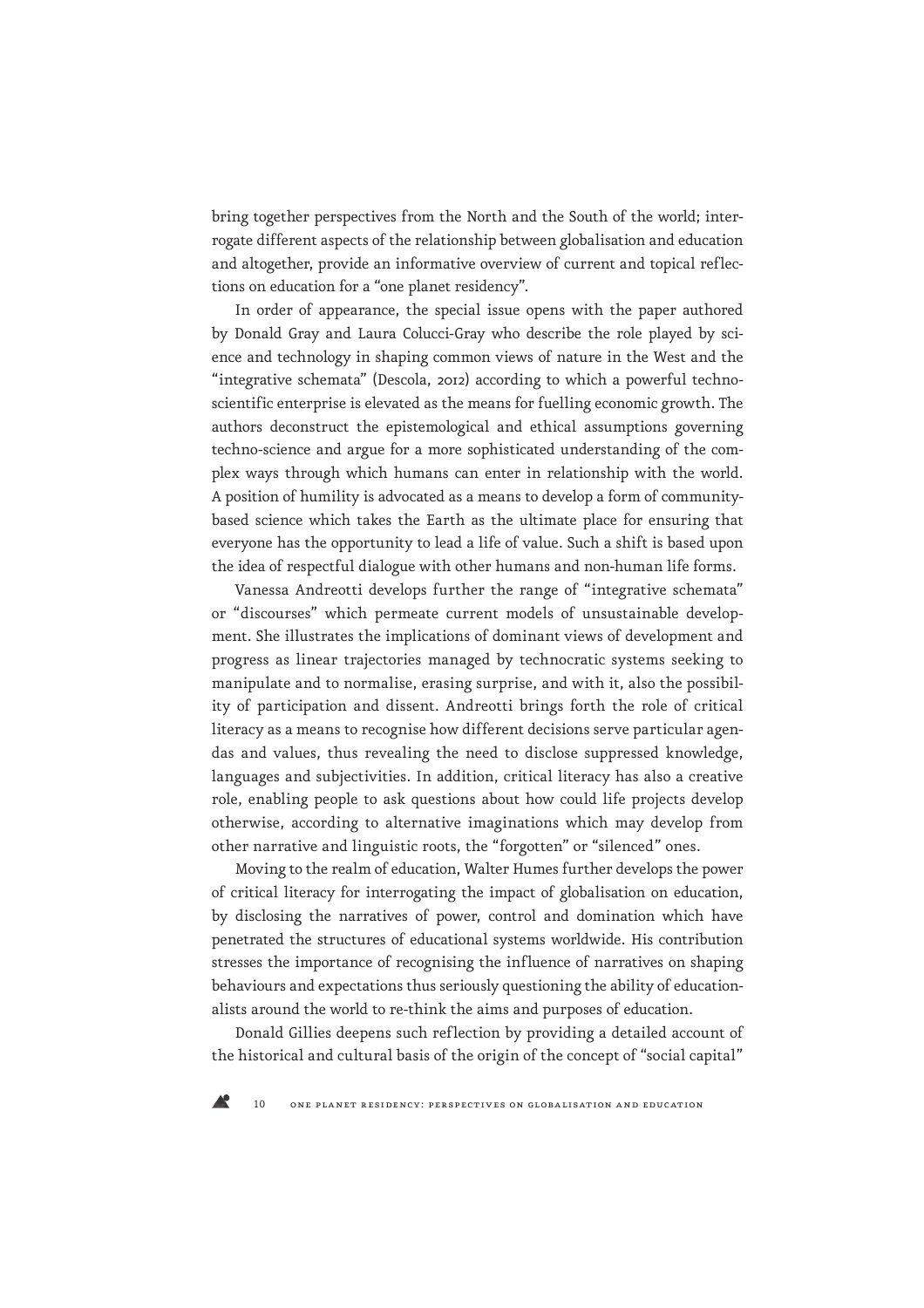bring together perspectives from the North and the South of the world; interrogate different aspects of the relationship between globalisation and education and altogether, provide an informative overview of current and topical reflections on education for a "one planet residency".

In order of appearance, the special issue opens with the paper authored by Donald Gray and Laura Colucci-Gray who describe the role played by science and technology in shaping common views of nature in the West and the "integrative schemata" (Descola, 2012) according to which a powerful techno-scientific enterprise is elevated as the means for fuelling economic growth. The authors deconstruct the epistemological and ethical assumptions governing techno-science and argue for a more sophisticated understanding of the complex ways through which humans can enter in relationship with the world. A position of humility is advocated as a means to develop a form of community-based science which takes the Earth as the ultimate place for ensuring that everyone has the opportunity to lead a life of value. Such a shift is based upon the idea of respectful dialogue with other humans and non-human life forms.

Vanessa Andreotti develops further the range of "integrative schemata" or "discourses" which permeate current models of unsustainable development. She illustrates the implications of dominant views of development and progress as linear trajectories managed by technocratic systems seeking to manipulate and to normalise, erasing surprise, and with it, also the possibility of participation and dissent. Andreotti brings forth the role of critical literacy as a means to recognise how different decisions serve particular agendas and values, thus revealing the need to disclose suppressed knowledge, languages and subjectivities. In addition, critical literacy has also a creative role, enabling people to ask questions about how could life projects develop otherwise, according to alternative imaginations which may develop from other narrative and linguistic roots, the "forgotten" or "silenced" ones.

Moving to the realm of education, Walter Humes further develops the power of critical literacy for interrogating the impact of globalisation on education, by disclosing the narratives of power, control and domination which have penetrated the structures of educational systems worldwide. His contribution stresses the importance of recognising the influence of narratives on shaping behaviours and expectations thus seriously questioning the ability of educationalists around the world to re-think the aims and purposes of education.

Donald Gillies deepens such reflection by providing a detailed account of the historical and cultural basis of the origin of the concept of "social capital"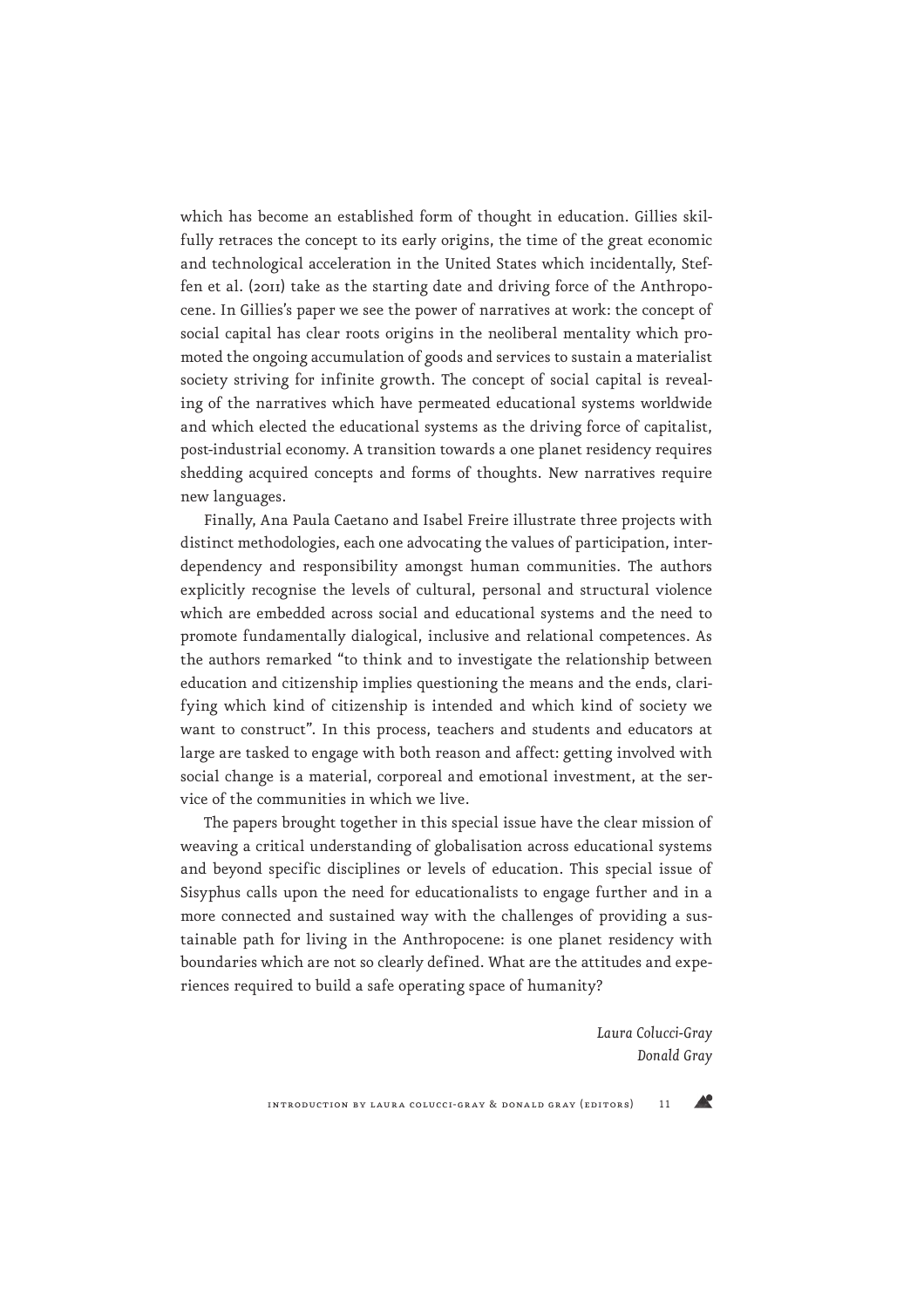which has become an established form of thought in education. Gillies skilfully retraces the concept to its early origins, the time of the great economic and technological acceleration in the United States which incidentally, Steffen et al. (2011) take as the starting date and driving force of the Anthropocene. In Gillies's paper we see the power of narratives at work: the concept of social capital has clear roots origins in the neoliberal mentality which promoted the ongoing accumulation of goods and services to sustain a materialist society striving for infinite growth. The concept of social capital is revealing of the narratives which have permeated educational systems worldwide and which elected the educational systems as the driving force of capitalist, post-industrial economy. A transition towards a one planet residency requires shedding acquired concepts and forms of thoughts. New narratives require new languages.

Finally, Ana Paula Caetano and Isabel Freire illustrate three projects with distinct methodologies, each one advocating the values of participation, interdependency and responsibility amongst human communities. The authors explicitly recognise the levels of cultural, personal and structural violence which are embedded across social and educational systems and the need to promote fundamentally dialogical, inclusive and relational competences. As the authors remarked "to think and to investigate the relationship between education and citizenship implies questioning the means and the ends, clarifying which kind of citizenship is intended and which kind of society we want to construct". In this process, teachers and students and educators at large are tasked to engage with both reason and affect: getting involved with social change is a material, corporeal and emotional investment, at the service of the communities in which we live.

The papers brought together in this special issue have the clear mission of weaving a critical understanding of globalisation across educational systems and beyond specific disciplines or levels of education. This special issue of Sisyphus calls upon the need for educationalists to engage further and in a more connected and sustained way with the challenges of providing a sustainable path for living in the Anthropocene: is one planet residency with boundaries which are not so clearly defined. What are the attitudes and experiences required to build a safe operating space of humanity?

*Laura Colucci-Gray*
*Donald Gray*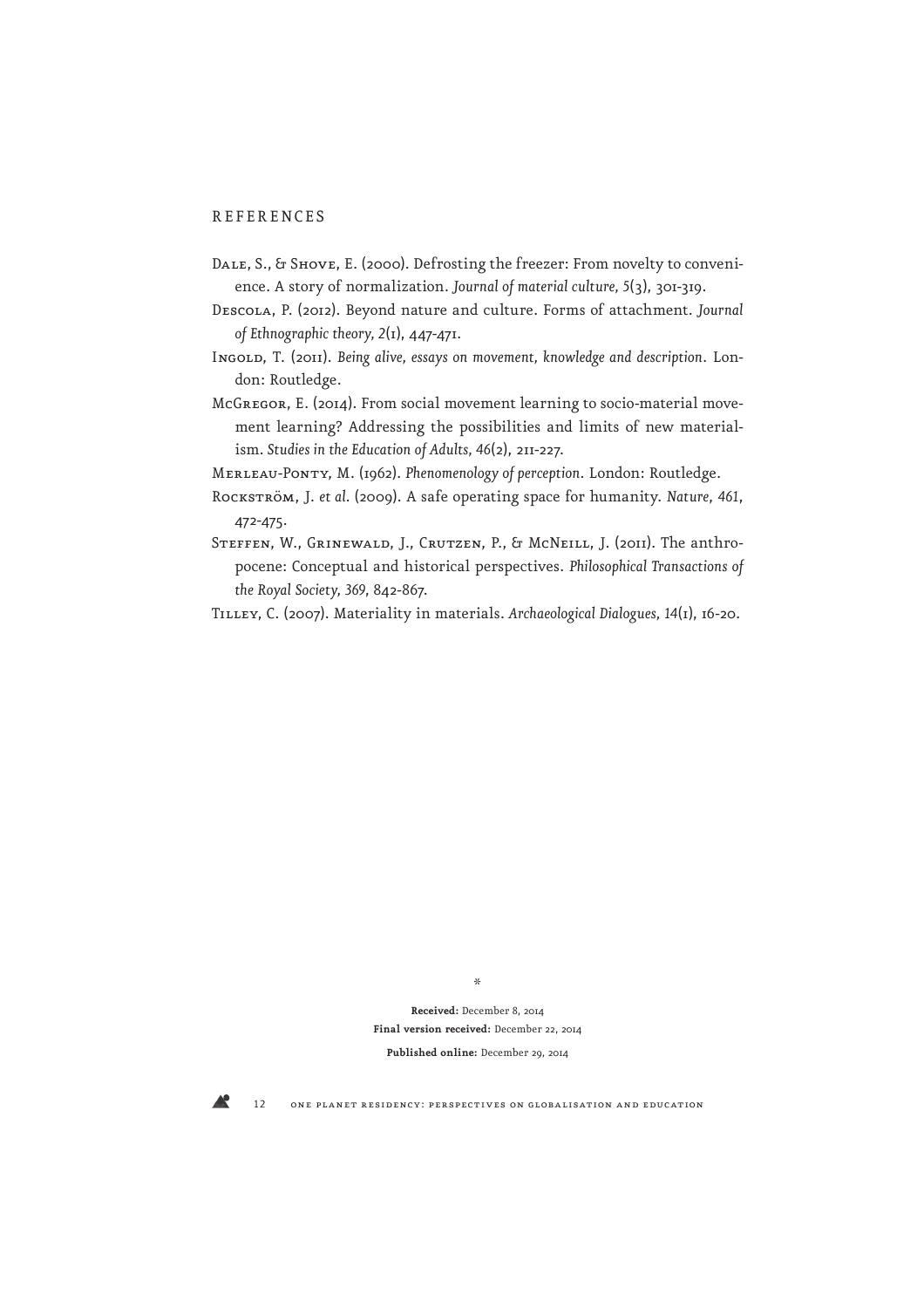## REFERENCES

Dale, S., & Shove, E. (2000). Defrosting the freezer: From novelty to convenience. A story of normalization. *Journal of material culture, 5*(3), 301-319.

Descola, P. (2012). Beyond nature and culture. Forms of attachment. *Journal of Ethnographic theory, 2*(1), 447-471.

Ingold, T. (2011). *Being alive, essays on movement, knowledge and description*. London: Routledge.

McGregor, E. (2014). From social movement learning to socio-material movement learning? Addressing the possibilities and limits of new materialism. *Studies in the Education of Adults, 46*(2), 211-227.

Merleau-Ponty, M. (1962). *Phenomenology of perception*. London: Routledge.

Rockström, J. *et al*. (2009). A safe operating space for humanity. *Nature, 461*, 472-475.

Steffen, W., Grinewald, J., Crutzen, P., & McNeill, J. (2011). The anthropocene: Conceptual and historical perspectives. *Philosophical Transactions of the Royal Society, 369*, 842-867.

Tilley, C. (2007). Materiality in materials. *Archaeological Dialogues, 14*(1), 16-20.

*

**Received:** December 8, 2014
**Final version received:** December 22, 2014
**Published online:** December 29, 2014